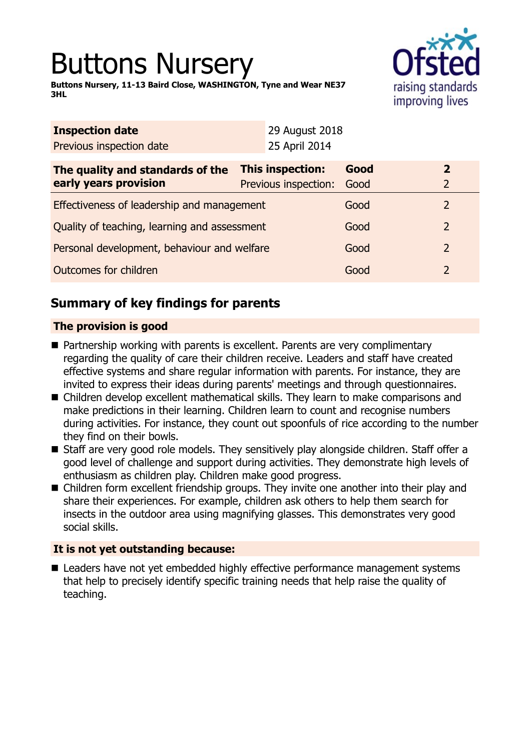# Buttons Nursery

**Buttons Nursery, 11-13 Baird Close, WASHINGTON, Tyne and Wear NE37 3HL**

| **Inspection date** | 29 August 2018 | | |
|---|---|---|---|
| Previous inspection date | 25 April 2014 | | |

| **The quality and standards of the early years provision** | **This inspection:** | **Good** | **2** |
|---|---|---|---|
| | Previous inspection: | Good | 2 |
| Effectiveness of leadership and management | | Good | 2 |
| Quality of teaching, learning and assessment | | Good | 2 |
| Personal development, behaviour and welfare | | Good | 2 |
| Outcomes for children | | Good | 2 |

## Summary of key findings for parents

### The provision is good

- Partnership working with parents is excellent. Parents are very complimentary regarding the quality of care their children receive. Leaders and staff have created effective systems and share regular information with parents. For instance, they are invited to express their ideas during parents' meetings and through questionnaires.
- Children develop excellent mathematical skills. They learn to make comparisons and make predictions in their learning. Children learn to count and recognise numbers during activities. For instance, they count out spoonfuls of rice according to the number they find on their bowls.
- Staff are very good role models. They sensitively play alongside children. Staff offer a good level of challenge and support during activities. They demonstrate high levels of enthusiasm as children play. Children make good progress.
- Children form excellent friendship groups. They invite one another into their play and share their experiences. For example, children ask others to help them search for insects in the outdoor area using magnifying glasses. This demonstrates very good social skills.

### It is not yet outstanding because:

- Leaders have not yet embedded highly effective performance management systems that help to precisely identify specific training needs that help raise the quality of teaching.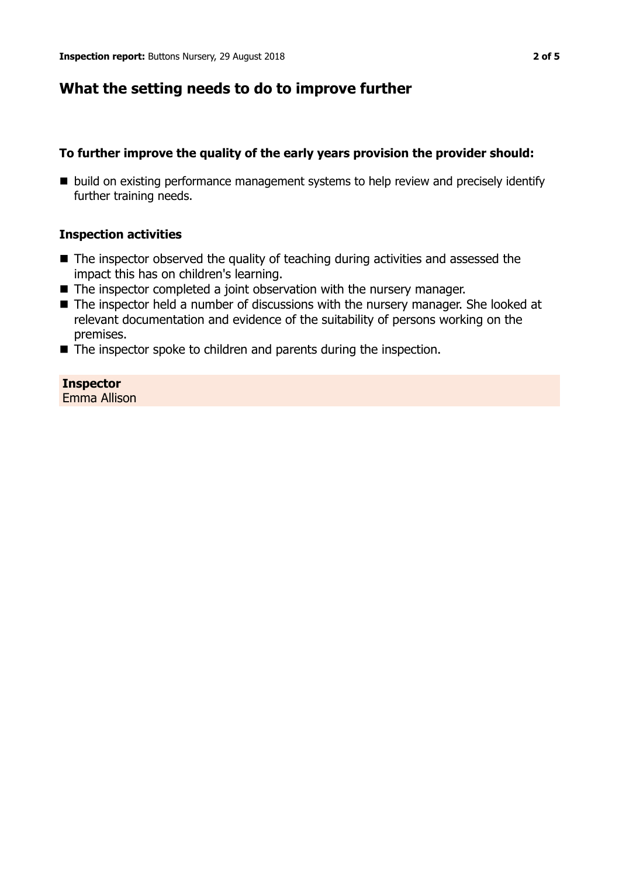## What the setting needs to do to improve further

**To further improve the quality of the early years provision the provider should:**

- build on existing performance management systems to help review and precisely identify further training needs.

**Inspection activities**

- The inspector observed the quality of teaching during activities and assessed the impact this has on children's learning.
- The inspector completed a joint observation with the nursery manager.
- The inspector held a number of discussions with the nursery manager. She looked at relevant documentation and evidence of the suitability of persons working on the premises.
- The inspector spoke to children and parents during the inspection.

**Inspector**
Emma Allison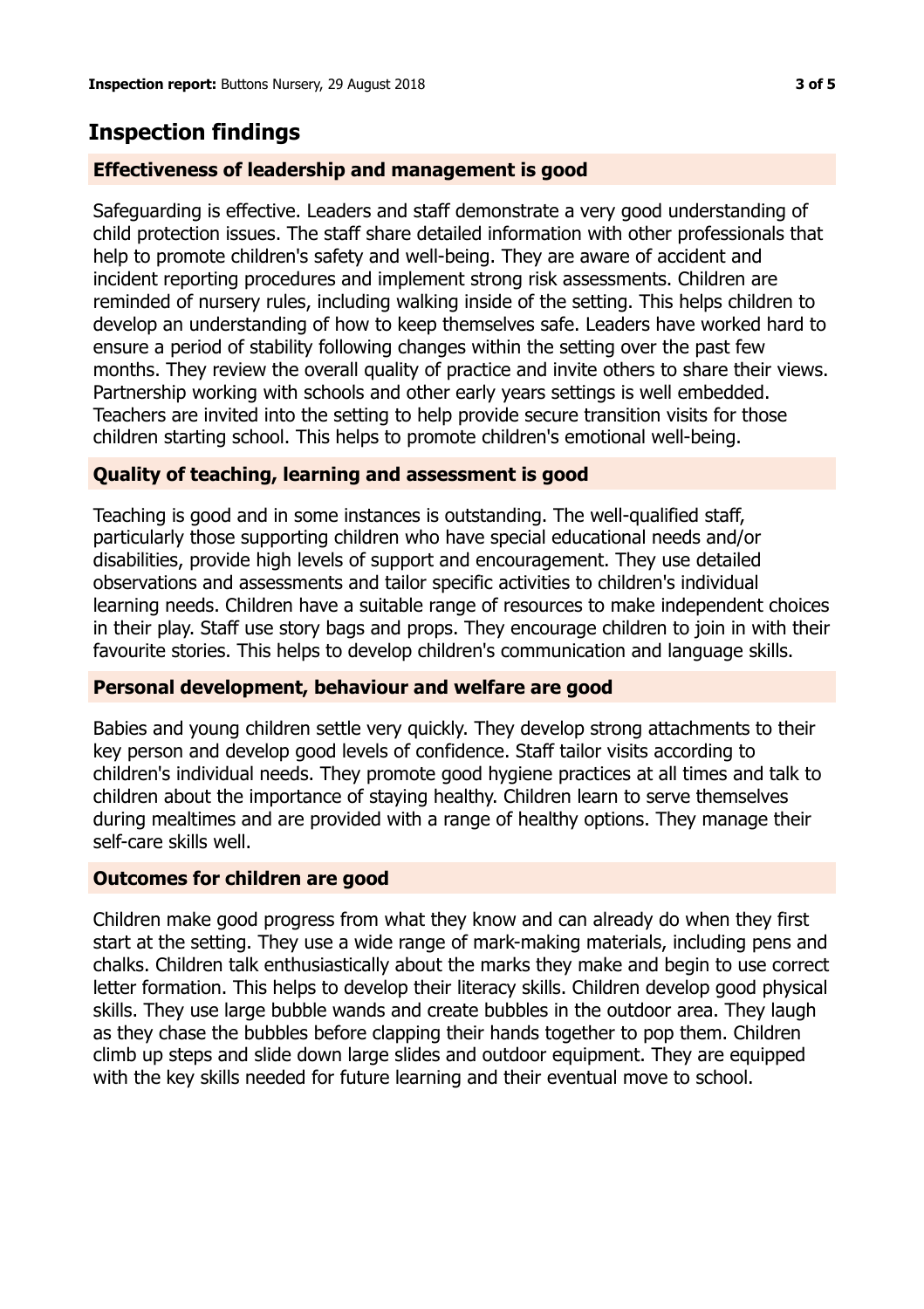## Inspection findings

### Effectiveness of leadership and management is good

Safeguarding is effective. Leaders and staff demonstrate a very good understanding of child protection issues. The staff share detailed information with other professionals that help to promote children's safety and well-being. They are aware of accident and incident reporting procedures and implement strong risk assessments. Children are reminded of nursery rules, including walking inside of the setting. This helps children to develop an understanding of how to keep themselves safe. Leaders have worked hard to ensure a period of stability following changes within the setting over the past few months. They review the overall quality of practice and invite others to share their views. Partnership working with schools and other early years settings is well embedded. Teachers are invited into the setting to help provide secure transition visits for those children starting school. This helps to promote children's emotional well-being.

### Quality of teaching, learning and assessment is good

Teaching is good and in some instances is outstanding. The well-qualified staff, particularly those supporting children who have special educational needs and/or disabilities, provide high levels of support and encouragement. They use detailed observations and assessments and tailor specific activities to children's individual learning needs. Children have a suitable range of resources to make independent choices in their play. Staff use story bags and props. They encourage children to join in with their favourite stories. This helps to develop children's communication and language skills.

### Personal development, behaviour and welfare are good

Babies and young children settle very quickly. They develop strong attachments to their key person and develop good levels of confidence. Staff tailor visits according to children's individual needs. They promote good hygiene practices at all times and talk to children about the importance of staying healthy. Children learn to serve themselves during mealtimes and are provided with a range of healthy options. They manage their self-care skills well.

### Outcomes for children are good

Children make good progress from what they know and can already do when they first start at the setting. They use a wide range of mark-making materials, including pens and chalks. Children talk enthusiastically about the marks they make and begin to use correct letter formation. This helps to develop their literacy skills. Children develop good physical skills. They use large bubble wands and create bubbles in the outdoor area. They laugh as they chase the bubbles before clapping their hands together to pop them. Children climb up steps and slide down large slides and outdoor equipment. They are equipped with the key skills needed for future learning and their eventual move to school.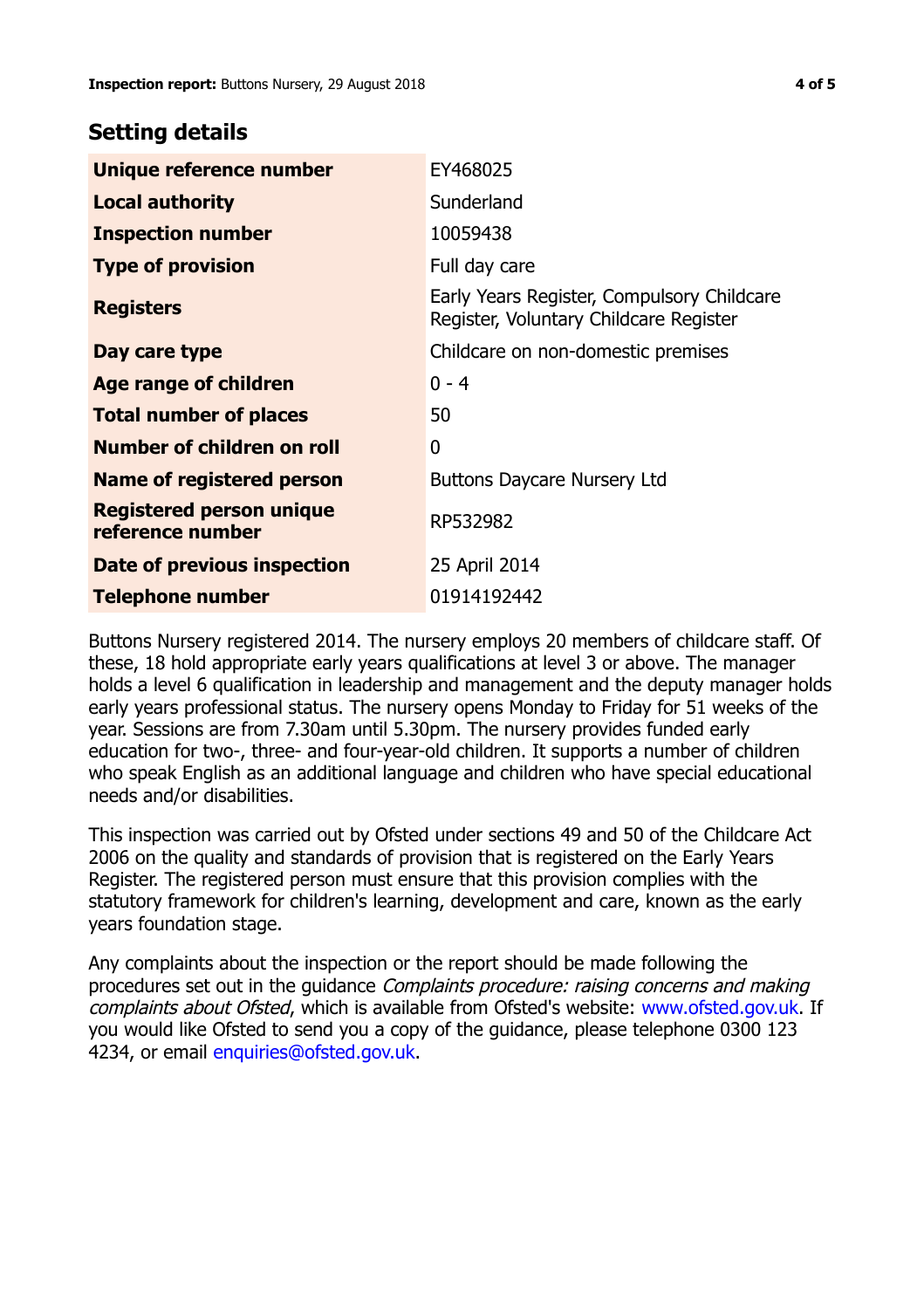## Setting details

| | |
|---|---|
| **Unique reference number** | EY468025 |
| **Local authority** | Sunderland |
| **Inspection number** | 10059438 |
| **Type of provision** | Full day care |
| **Registers** | Early Years Register, Compulsory Childcare Register, Voluntary Childcare Register |
| **Day care type** | Childcare on non-domestic premises |
| **Age range of children** | 0 - 4 |
| **Total number of places** | 50 |
| **Number of children on roll** | 0 |
| **Name of registered person** | Buttons Daycare Nursery Ltd |
| **Registered person unique reference number** | RP532982 |
| **Date of previous inspection** | 25 April 2014 |
| **Telephone number** | 01914192442 |

Buttons Nursery registered 2014. The nursery employs 20 members of childcare staff. Of these, 18 hold appropriate early years qualifications at level 3 or above. The manager holds a level 6 qualification in leadership and management and the deputy manager holds early years professional status. The nursery opens Monday to Friday for 51 weeks of the year. Sessions are from 7.30am until 5.30pm. The nursery provides funded early education for two-, three- and four-year-old children. It supports a number of children who speak English as an additional language and children who have special educational needs and/or disabilities.

This inspection was carried out by Ofsted under sections 49 and 50 of the Childcare Act 2006 on the quality and standards of provision that is registered on the Early Years Register. The registered person must ensure that this provision complies with the statutory framework for children's learning, development and care, known as the early years foundation stage.

Any complaints about the inspection or the report should be made following the procedures set out in the guidance *Complaints procedure: raising concerns and making complaints about Ofsted*, which is available from Ofsted's website: www.ofsted.gov.uk. If you would like Ofsted to send you a copy of the guidance, please telephone 0300 123 4234, or email enquiries@ofsted.gov.uk.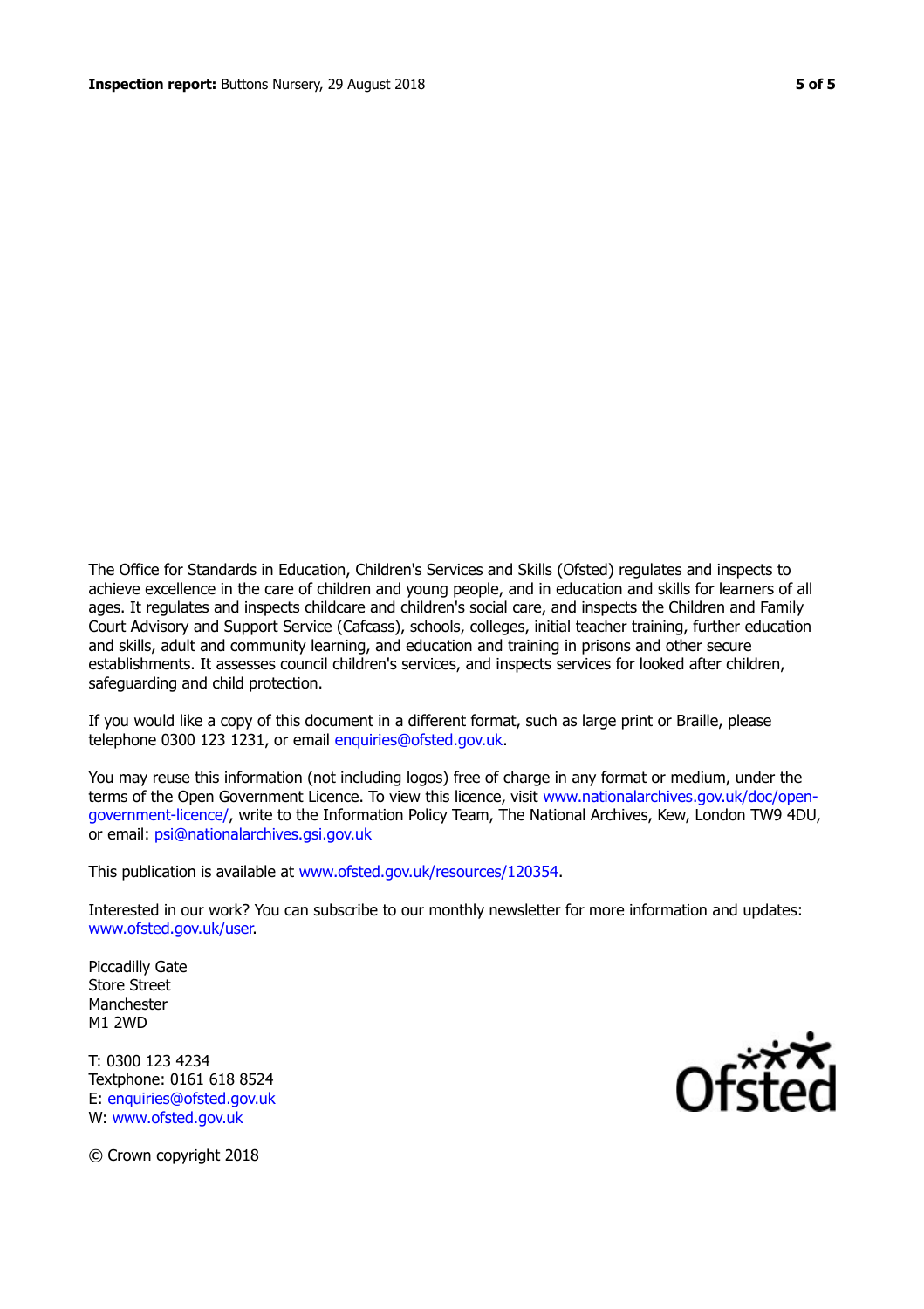The Office for Standards in Education, Children's Services and Skills (Ofsted) regulates and inspects to achieve excellence in the care of children and young people, and in education and skills for learners of all ages. It regulates and inspects childcare and children's social care, and inspects the Children and Family Court Advisory and Support Service (Cafcass), schools, colleges, initial teacher training, further education and skills, adult and community learning, and education and training in prisons and other secure establishments. It assesses council children's services, and inspects services for looked after children, safeguarding and child protection.

If you would like a copy of this document in a different format, such as large print or Braille, please telephone 0300 123 1231, or email enquiries@ofsted.gov.uk.

You may reuse this information (not including logos) free of charge in any format or medium, under the terms of the Open Government Licence. To view this licence, visit www.nationalarchives.gov.uk/doc/open-government-licence/, write to the Information Policy Team, The National Archives, Kew, London TW9 4DU, or email: psi@nationalarchives.gsi.gov.uk

This publication is available at www.ofsted.gov.uk/resources/120354.

Interested in our work? You can subscribe to our monthly newsletter for more information and updates: www.ofsted.gov.uk/user.

Piccadilly Gate
Store Street
Manchester
M1 2WD

T: 0300 123 4234
Textphone: 0161 618 8524
E: enquiries@ofsted.gov.uk
W: www.ofsted.gov.uk

© Crown copyright 2018